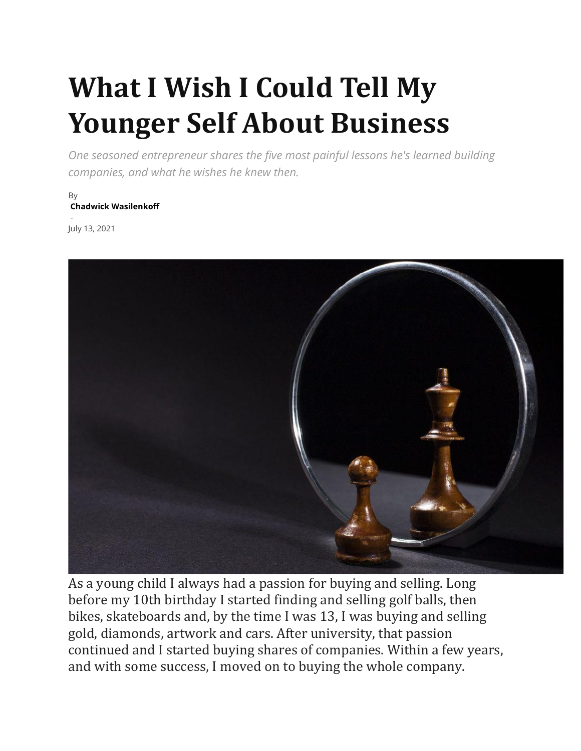# What I Wish I Could Tell My Younger Self About Business

*One seasoned entrepreneur shares the five most painful lessons he's learned building companies, and what he wishes he knew then.*

By
**Chadwick Wasilenkoff**
-
July 13, 2021

As a young child I always had a passion for buying and selling. Long before my 10th birthday I started finding and selling golf balls, then bikes, skateboards and, by the time I was 13, I was buying and selling gold, diamonds, artwork and cars. After university, that passion continued and I started buying shares of companies. Within a few years, and with some success, I moved on to buying the whole company.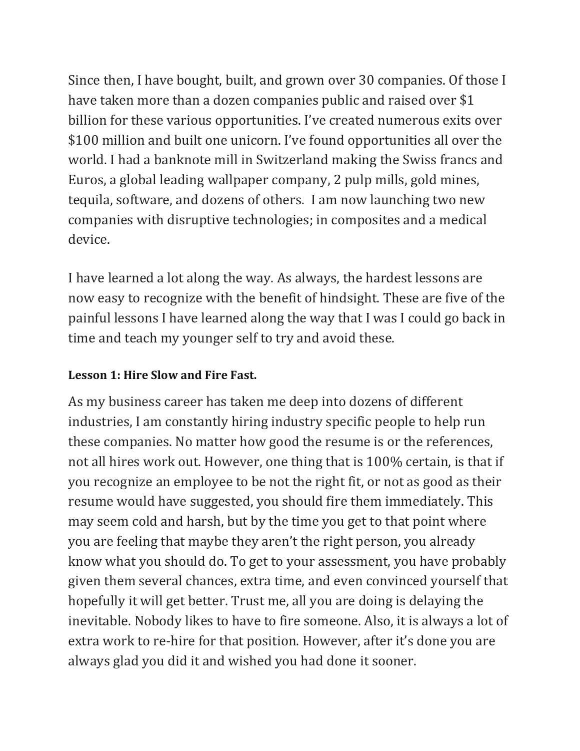Since then, I have bought, built, and grown over 30 companies. Of those I have taken more than a dozen companies public and raised over $1 billion for these various opportunities. I've created numerous exits over $100 million and built one unicorn. I've found opportunities all over the world. I had a banknote mill in Switzerland making the Swiss francs and Euros, a global leading wallpaper company, 2 pulp mills, gold mines, tequila, software, and dozens of others.  I am now launching two new companies with disruptive technologies; in composites and a medical device.

I have learned a lot along the way. As always, the hardest lessons are now easy to recognize with the benefit of hindsight. These are five of the painful lessons I have learned along the way that I was I could go back in time and teach my younger self to try and avoid these.

**Lesson 1: Hire Slow and Fire Fast.**

As my business career has taken me deep into dozens of different industries, I am constantly hiring industry specific people to help run these companies. No matter how good the resume is or the references, not all hires work out. However, one thing that is 100% certain, is that if you recognize an employee to be not the right fit, or not as good as their resume would have suggested, you should fire them immediately. This may seem cold and harsh, but by the time you get to that point where you are feeling that maybe they aren't the right person, you already know what you should do. To get to your assessment, you have probably given them several chances, extra time, and even convinced yourself that hopefully it will get better. Trust me, all you are doing is delaying the inevitable. Nobody likes to have to fire someone. Also, it is always a lot of extra work to re-hire for that position. However, after it's done you are always glad you did it and wished you had done it sooner.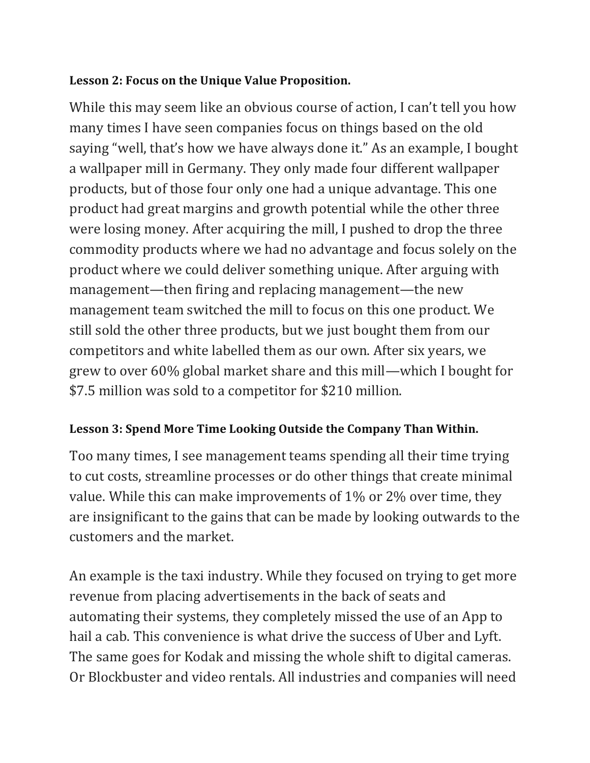**Lesson 2: Focus on the Unique Value Proposition.**

While this may seem like an obvious course of action, I can't tell you how many times I have seen companies focus on things based on the old saying "well, that's how we have always done it." As an example, I bought a wallpaper mill in Germany. They only made four different wallpaper products, but of those four only one had a unique advantage. This one product had great margins and growth potential while the other three were losing money. After acquiring the mill, I pushed to drop the three commodity products where we had no advantage and focus solely on the product where we could deliver something unique. After arguing with management—then firing and replacing management—the new management team switched the mill to focus on this one product. We still sold the other three products, but we just bought them from our competitors and white labelled them as our own. After six years, we grew to over 60% global market share and this mill—which I bought for $7.5 million was sold to a competitor for $210 million.

**Lesson 3: Spend More Time Looking Outside the Company Than Within.**

Too many times, I see management teams spending all their time trying to cut costs, streamline processes or do other things that create minimal value. While this can make improvements of 1% or 2% over time, they are insignificant to the gains that can be made by looking outwards to the customers and the market.

An example is the taxi industry. While they focused on trying to get more revenue from placing advertisements in the back of seats and automating their systems, they completely missed the use of an App to hail a cab. This convenience is what drive the success of Uber and Lyft. The same goes for Kodak and missing the whole shift to digital cameras. Or Blockbuster and video rentals. All industries and companies will need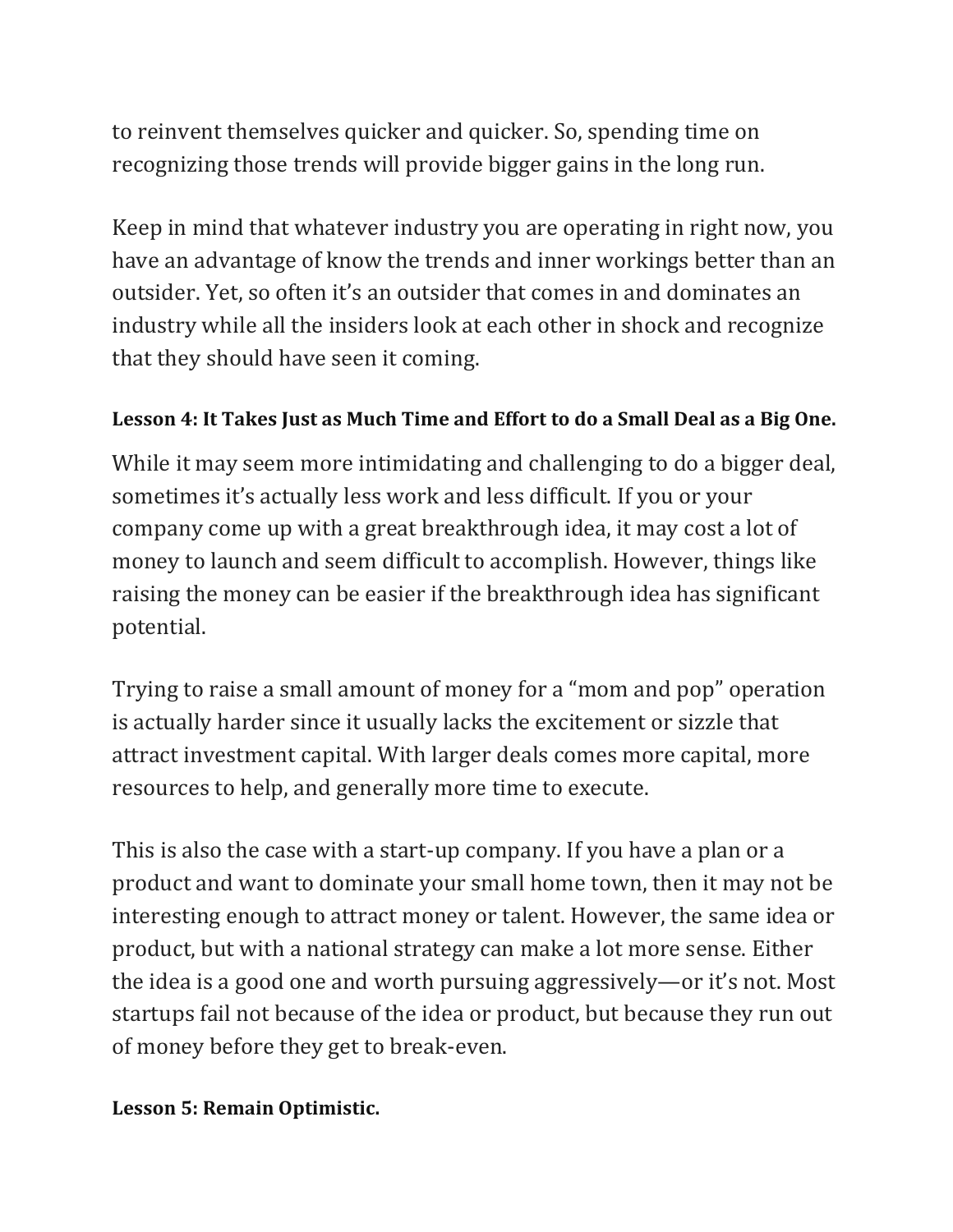to reinvent themselves quicker and quicker. So, spending time on recognizing those trends will provide bigger gains in the long run.

Keep in mind that whatever industry you are operating in right now, you have an advantage of know the trends and inner workings better than an outsider. Yet, so often it's an outsider that comes in and dominates an industry while all the insiders look at each other in shock and recognize that they should have seen it coming.

**Lesson 4: It Takes Just as Much Time and Effort to do a Small Deal as a Big One.**

While it may seem more intimidating and challenging to do a bigger deal, sometimes it's actually less work and less difficult. If you or your company come up with a great breakthrough idea, it may cost a lot of money to launch and seem difficult to accomplish. However, things like raising the money can be easier if the breakthrough idea has significant potential.

Trying to raise a small amount of money for a "mom and pop" operation is actually harder since it usually lacks the excitement or sizzle that attract investment capital. With larger deals comes more capital, more resources to help, and generally more time to execute.

This is also the case with a start-up company. If you have a plan or a product and want to dominate your small home town, then it may not be interesting enough to attract money or talent. However, the same idea or product, but with a national strategy can make a lot more sense. Either the idea is a good one and worth pursuing aggressively—or it's not. Most startups fail not because of the idea or product, but because they run out of money before they get to break-even.

**Lesson 5: Remain Optimistic.**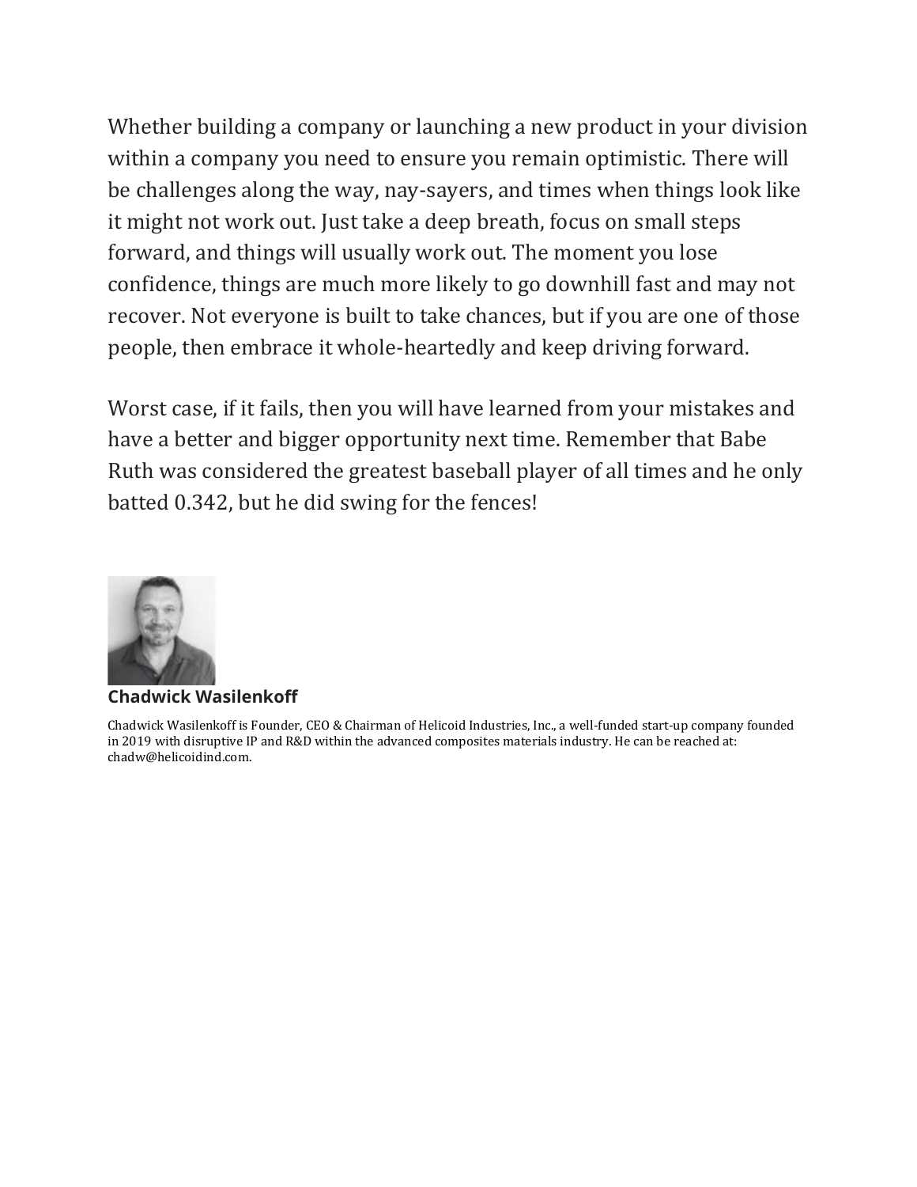Whether building a company or launching a new product in your division within a company you need to ensure you remain optimistic. There will be challenges along the way, nay-sayers, and times when things look like it might not work out. Just take a deep breath, focus on small steps forward, and things will usually work out. The moment you lose confidence, things are much more likely to go downhill fast and may not recover. Not everyone is built to take chances, but if you are one of those people, then embrace it whole-heartedly and keep driving forward.

Worst case, if it fails, then you will have learned from your mistakes and have a better and bigger opportunity next time. Remember that Babe Ruth was considered the greatest baseball player of all times and he only batted 0.342, but he did swing for the fences!

**Chadwick Wasilenkoff**

Chadwick Wasilenkoff is Founder, CEO & Chairman of Helicoid Industries, Inc., a well-funded start-up company founded in 2019 with disruptive IP and R&D within the advanced composites materials industry. He can be reached at: chadw@helicoidind.com.